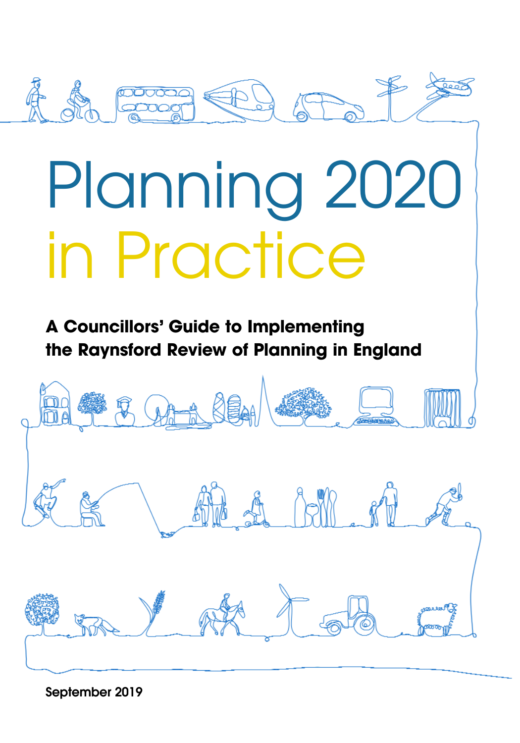# Planning 2020 in Practice

**A Councillors' Guide to Implementing the Raynsford Review of Planning in England**

September 2019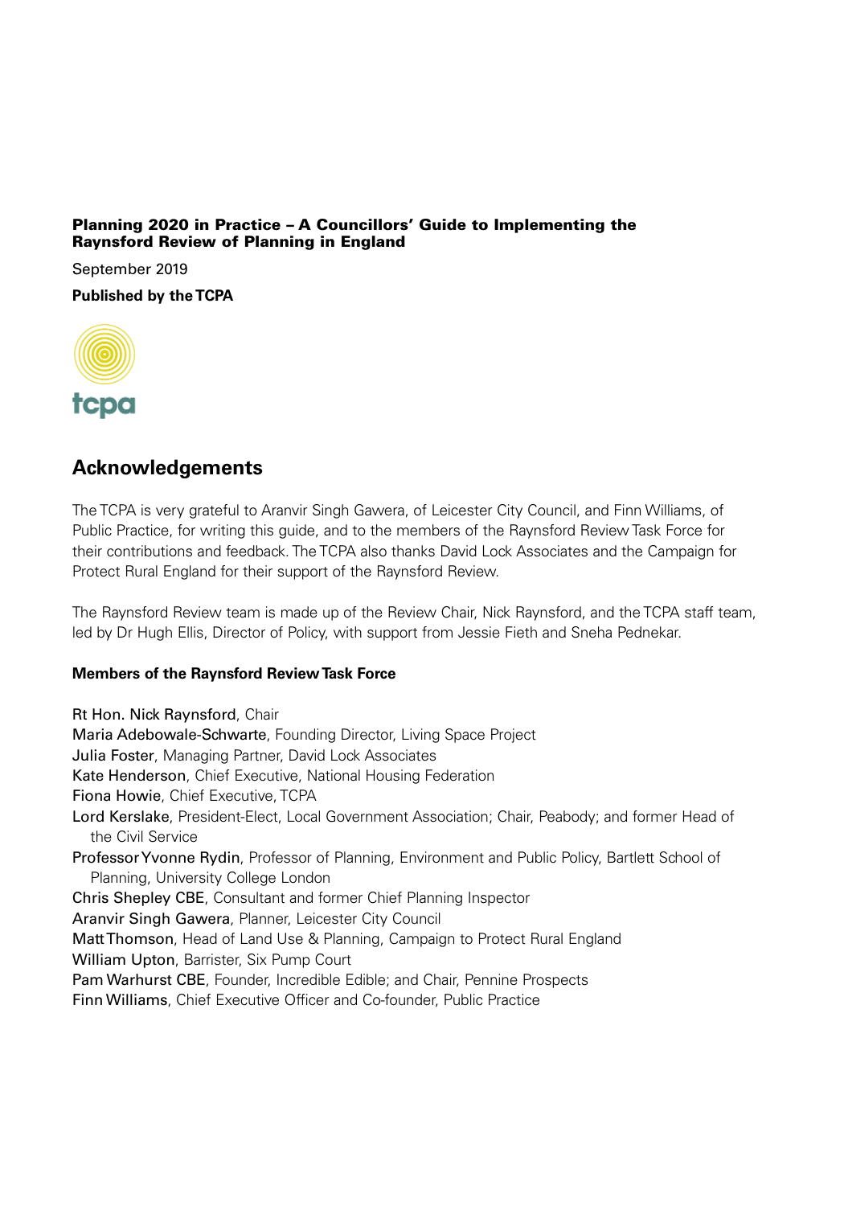**Planning 2020 in Practice – A Councillors' Guide to Implementing the Raynsford Review of Planning in England**

September 2019

**Published by the TCPA**

## Acknowledgements

The TCPA is very grateful to Aranvir Singh Gawera, of Leicester City Council, and Finn Williams, of Public Practice, for writing this guide, and to the members of the Raynsford Review Task Force for their contributions and feedback. The TCPA also thanks David Lock Associates and the Campaign for Protect Rural England for their support of the Raynsford Review.

The Raynsford Review team is made up of the Review Chair, Nick Raynsford, and the TCPA staff team, led by Dr Hugh Ellis, Director of Policy, with support from Jessie Fieth and Sneha Pednekar.

### Members of the Raynsford Review Task Force

Rt Hon. Nick Raynsford, Chair
Maria Adebowale-Schwarte, Founding Director, Living Space Project
Julia Foster, Managing Partner, David Lock Associates
Kate Henderson, Chief Executive, National Housing Federation
Fiona Howie, Chief Executive, TCPA
Lord Kerslake, President-Elect, Local Government Association; Chair, Peabody; and former Head of the Civil Service
Professor Yvonne Rydin, Professor of Planning, Environment and Public Policy, Bartlett School of Planning, University College London
Chris Shepley CBE, Consultant and former Chief Planning Inspector
Aranvir Singh Gawera, Planner, Leicester City Council
Matt Thomson, Head of Land Use & Planning, Campaign to Protect Rural England
William Upton, Barrister, Six Pump Court
Pam Warhurst CBE, Founder, Incredible Edible; and Chair, Pennine Prospects
Finn Williams, Chief Executive Officer and Co-founder, Public Practice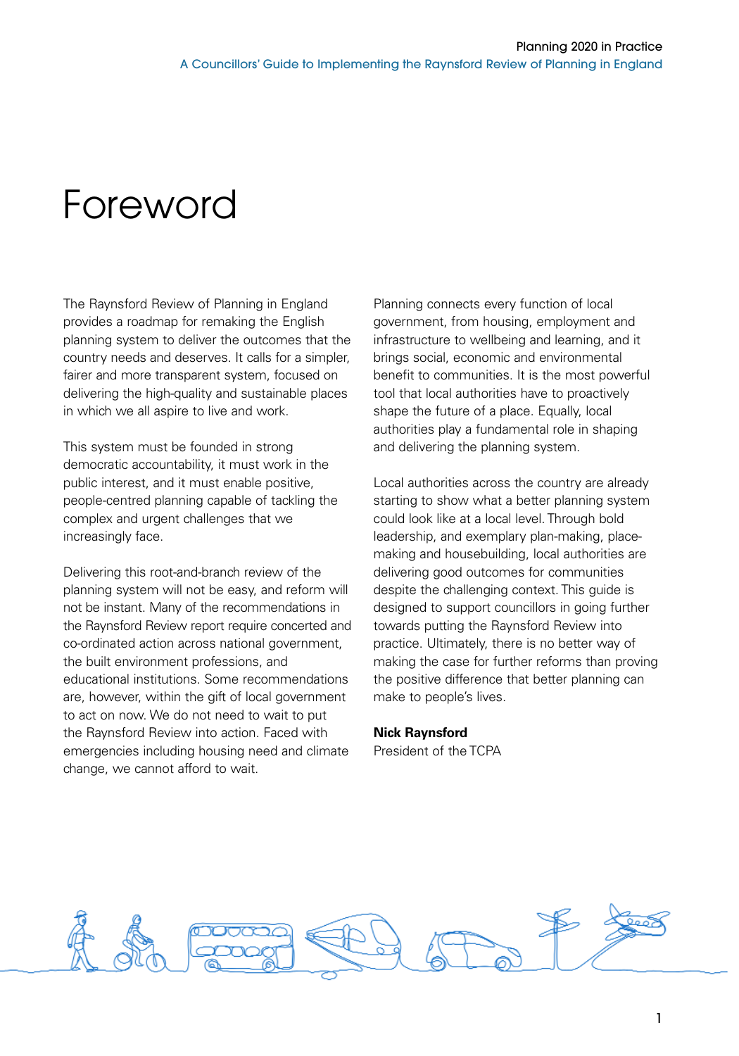# Foreword

The Raynsford Review of Planning in England provides a roadmap for remaking the English planning system to deliver the outcomes that the country needs and deserves. It calls for a simpler, fairer and more transparent system, focused on delivering the high-quality and sustainable places in which we all aspire to live and work.

This system must be founded in strong democratic accountability, it must work in the public interest, and it must enable positive, people-centred planning capable of tackling the complex and urgent challenges that we increasingly face.

Delivering this root-and-branch review of the planning system will not be easy, and reform will not be instant. Many of the recommendations in the Raynsford Review report require concerted and co-ordinated action across national government, the built environment professions, and educational institutions. Some recommendations are, however, within the gift of local government to act on now. We do not need to wait to put the Raynsford Review into action. Faced with emergencies including housing need and climate change, we cannot afford to wait.

Planning connects every function of local government, from housing, employment and infrastructure to wellbeing and learning, and it brings social, economic and environmental benefit to communities. It is the most powerful tool that local authorities have to proactively shape the future of a place. Equally, local authorities play a fundamental role in shaping and delivering the planning system.

Local authorities across the country are already starting to show what a better planning system could look like at a local level. Through bold leadership, and exemplary plan-making, place-making and housebuilding, local authorities are delivering good outcomes for communities despite the challenging context. This guide is designed to support councillors in going further towards putting the Raynsford Review into practice. Ultimately, there is no better way of making the case for further reforms than proving the positive difference that better planning can make to people's lives.

**Nick Raynsford**
President of the TCPA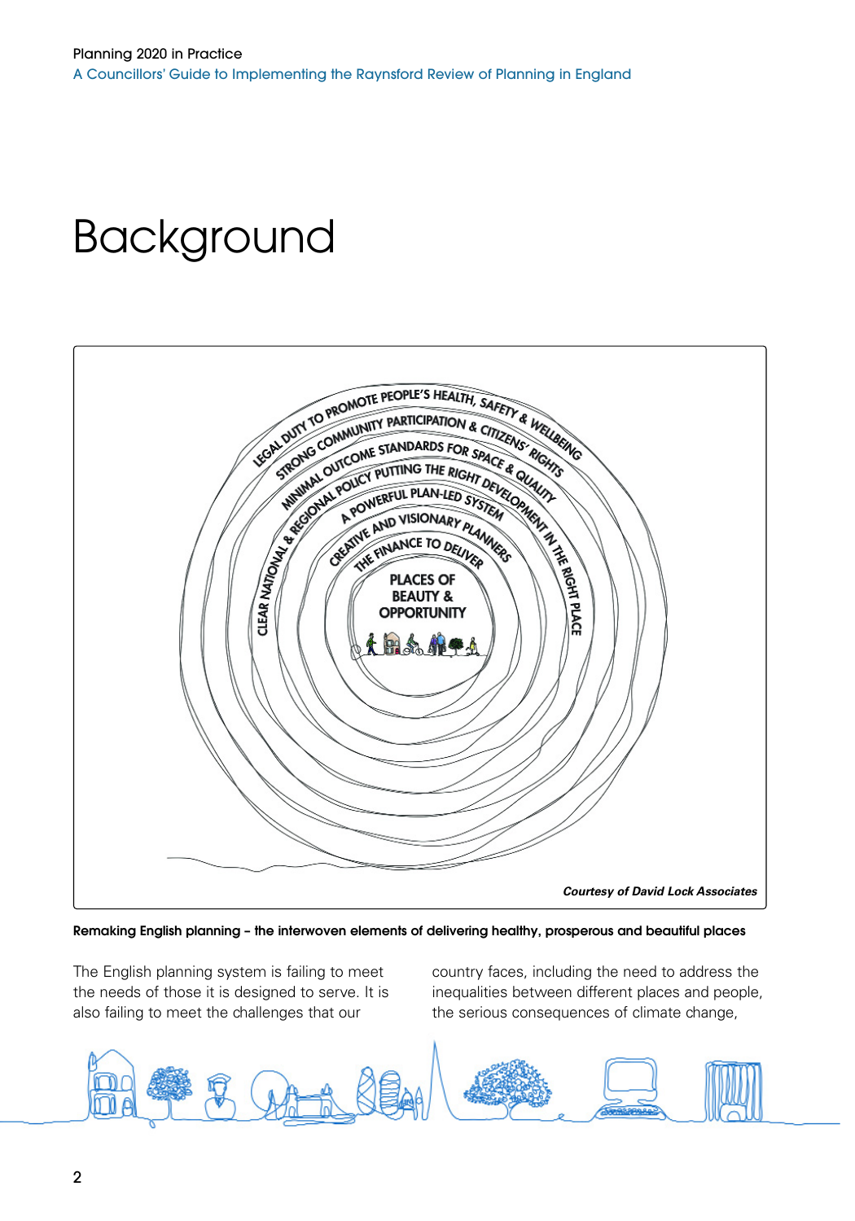# Background

LEGAL DUTY TO PROMOTE PEOPLE'S HEALTH, SAFETY & WELLBEING

STRONG COMMUNITY PARTICIPATION & CITIZENS' RIGHTS

MINIMAL OUTCOME STANDARDS FOR SPACE & QUALITY

CLEAR NATIONAL & REGIONAL POLICY PUTTING THE RIGHT DEVELOPMENT IN THE RIGHT PLACE

A POWERFUL PLAN-LED SYSTEM

CREATIVE AND VISIONARY PLANNERS

THE FINANCE TO DELIVER

PLACES OF BEAUTY & OPPORTUNITY

***Courtesy of David Lock Associates***

**Remaking English planning – the interwoven elements of delivering healthy, prosperous and beautiful places**

The English planning system is failing to meet the needs of those it is designed to serve. It is also failing to meet the challenges that our country faces, including the need to address the inequalities between different places and people, the serious consequences of climate change,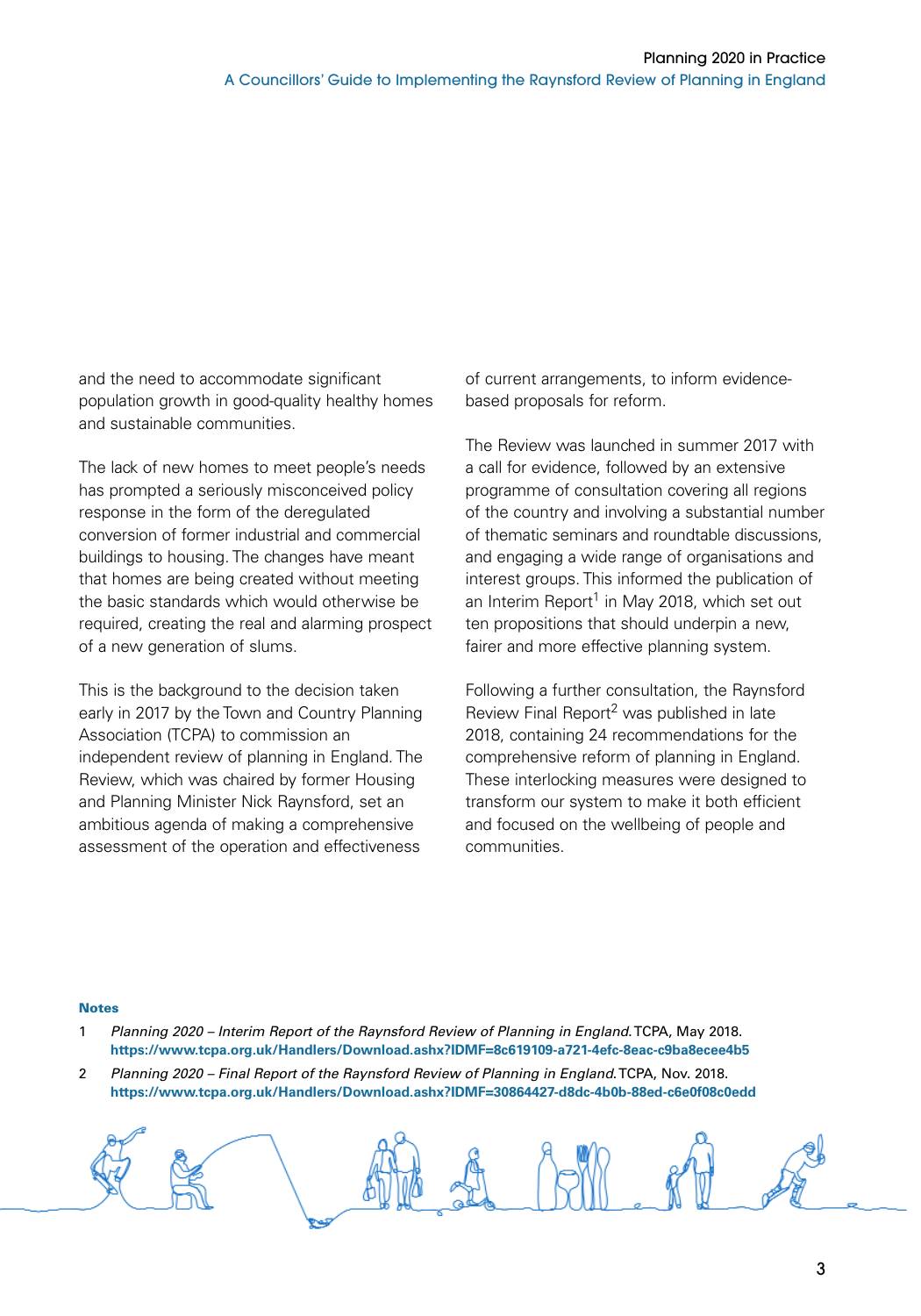and the need to accommodate significant population growth in good-quality healthy homes and sustainable communities.

The lack of new homes to meet people's needs has prompted a seriously misconceived policy response in the form of the deregulated conversion of former industrial and commercial buildings to housing. The changes have meant that homes are being created without meeting the basic standards which would otherwise be required, creating the real and alarming prospect of a new generation of slums.

This is the background to the decision taken early in 2017 by the Town and Country Planning Association (TCPA) to commission an independent review of planning in England. The Review, which was chaired by former Housing and Planning Minister Nick Raynsford, set an ambitious agenda of making a comprehensive assessment of the operation and effectiveness of current arrangements, to inform evidence-based proposals for reform.

The Review was launched in summer 2017 with a call for evidence, followed by an extensive programme of consultation covering all regions of the country and involving a substantial number of thematic seminars and roundtable discussions, and engaging a wide range of organisations and interest groups. This informed the publication of an Interim Report[1] in May 2018, which set out ten propositions that should underpin a new, fairer and more effective planning system.

Following a further consultation, the Raynsford Review Final Report[2] was published in late 2018, containing 24 recommendations for the comprehensive reform of planning in England. These interlocking measures were designed to transform our system to make it both efficient and focused on the wellbeing of people and communities.

**Notes**

1 *Planning 2020 – Interim Report of the Raynsford Review of Planning in England.* TCPA, May 2018. **https://www.tcpa.org.uk/Handlers/Download.ashx?IDMF=8c619109-a721-4efc-8eac-c9ba8ecee4b5**

2 *Planning 2020 – Final Report of the Raynsford Review of Planning in England.* TCPA, Nov. 2018. **https://www.tcpa.org.uk/Handlers/Download.ashx?IDMF=30864427-d8dc-4b0b-88ed-c6e0f08c0edd**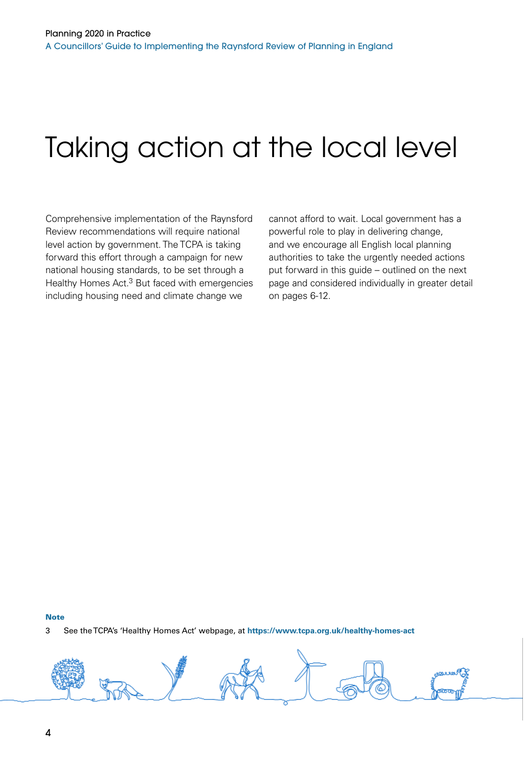# Taking action at the local level

Comprehensive implementation of the Raynsford Review recommendations will require national level action by government. The TCPA is taking forward this effort through a campaign for new national housing standards, to be set through a Healthy Homes Act.[3] But faced with emergencies including housing need and climate change we cannot afford to wait. Local government has a powerful role to play in delivering change, and we encourage all English local planning authorities to take the urgently needed actions put forward in this guide – outlined on the next page and considered individually in greater detail on pages 6-12.

**Note**

3 See the TCPA's 'Healthy Homes Act' webpage, at **https://www.tcpa.org.uk/healthy-homes-act**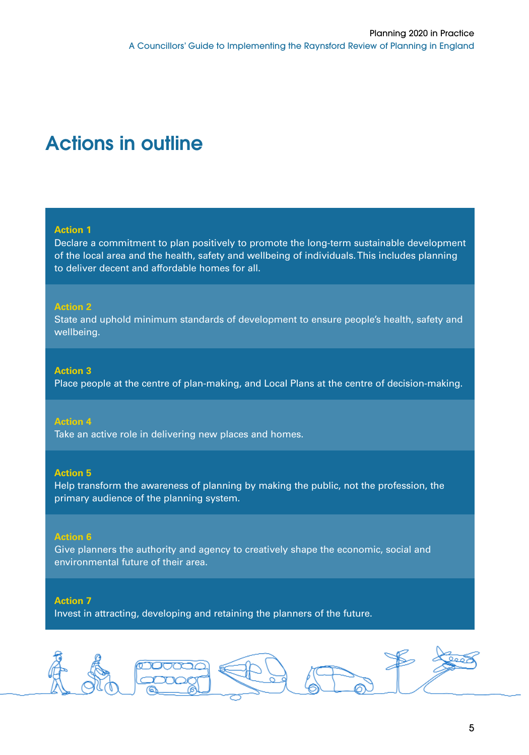# Actions in outline

**Action 1**
Declare a commitment to plan positively to promote the long-term sustainable development of the local area and the health, safety and wellbeing of individuals. This includes planning to deliver decent and affordable homes for all.

**Action 2**
State and uphold minimum standards of development to ensure people's health, safety and wellbeing.

**Action 3**
Place people at the centre of plan-making, and Local Plans at the centre of decision-making.

**Action 4**
Take an active role in delivering new places and homes.

**Action 5**
Help transform the awareness of planning by making the public, not the profession, the primary audience of the planning system.

**Action 6**
Give planners the authority and agency to creatively shape the economic, social and environmental future of their area.

**Action 7**
Invest in attracting, developing and retaining the planners of the future.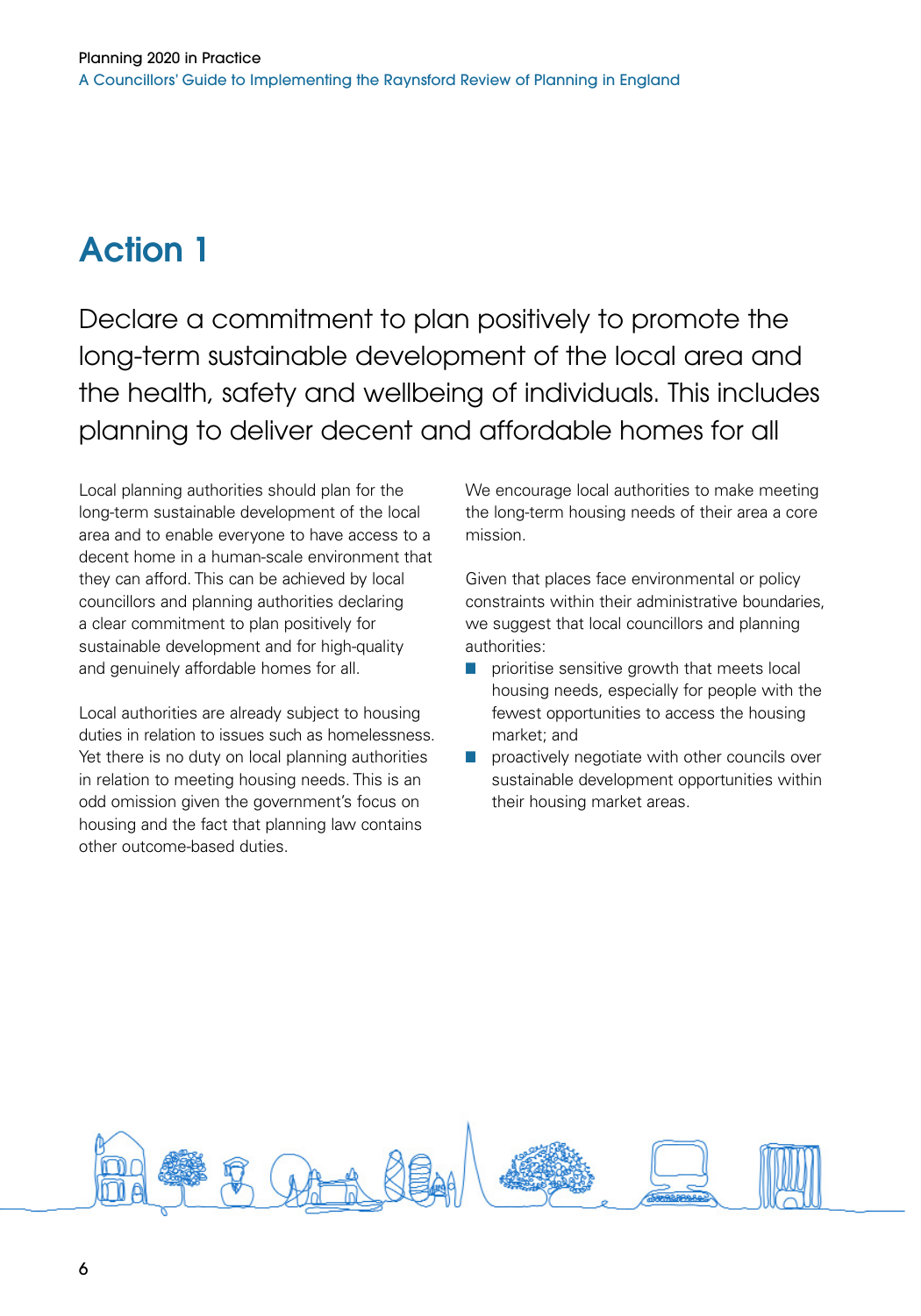# Action 1

## Declare a commitment to plan positively to promote the long-term sustainable development of the local area and the health, safety and wellbeing of individuals. This includes planning to deliver decent and affordable homes for all

Local planning authorities should plan for the long-term sustainable development of the local area and to enable everyone to have access to a decent home in a human-scale environment that they can afford. This can be achieved by local councillors and planning authorities declaring a clear commitment to plan positively for sustainable development and for high-quality and genuinely affordable homes for all.

Local authorities are already subject to housing duties in relation to issues such as homelessness. Yet there is no duty on local planning authorities in relation to meeting housing needs. This is an odd omission given the government's focus on housing and the fact that planning law contains other outcome-based duties.

We encourage local authorities to make meeting the long-term housing needs of their area a core mission.

Given that places face environmental or policy constraints within their administrative boundaries, we suggest that local councillors and planning authorities:

- prioritise sensitive growth that meets local housing needs, especially for people with the fewest opportunities to access the housing market; and
- proactively negotiate with other councils over sustainable development opportunities within their housing market areas.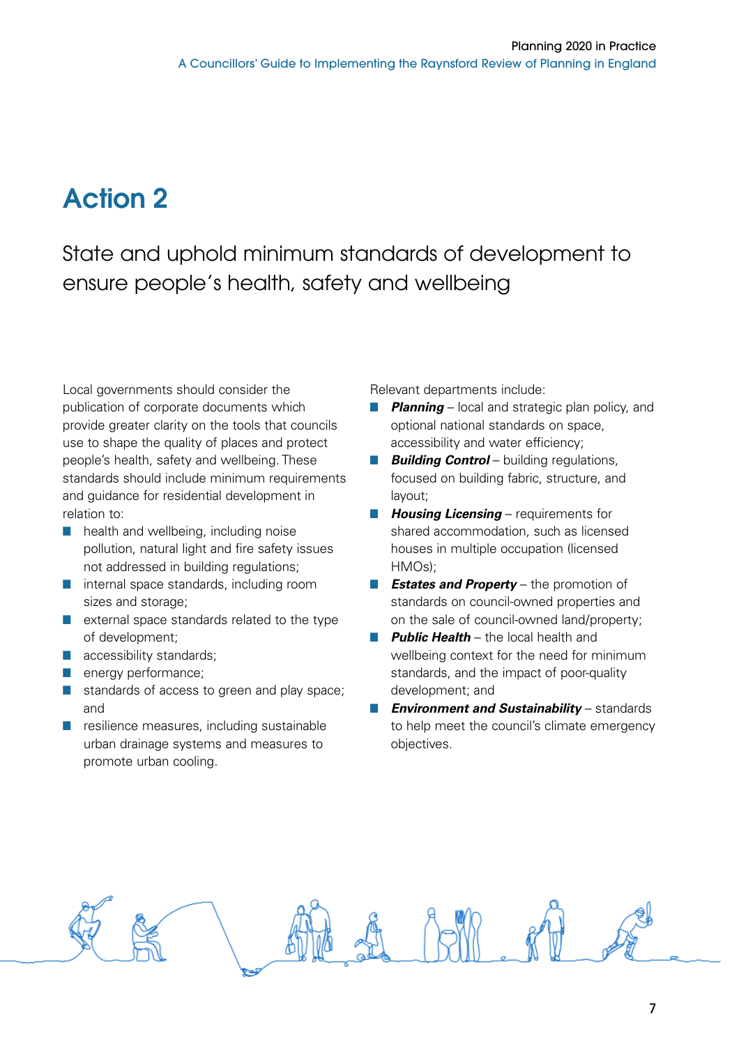# Action 2

## State and uphold minimum standards of development to ensure people's health, safety and wellbeing

Local governments should consider the publication of corporate documents which provide greater clarity on the tools that councils use to shape the quality of places and protect people's health, safety and wellbeing. These standards should include minimum requirements and guidance for residential development in relation to:

- health and wellbeing, including noise pollution, natural light and fire safety issues not addressed in building regulations;
- internal space standards, including room sizes and storage;
- external space standards related to the type of development;
- accessibility standards;
- energy performance;
- standards of access to green and play space; and
- resilience measures, including sustainable urban drainage systems and measures to promote urban cooling.

Relevant departments include:

- ***Planning*** – local and strategic plan policy, and optional national standards on space, accessibility and water efficiency;
- ***Building Control*** – building regulations, focused on building fabric, structure, and layout;
- ***Housing Licensing*** – requirements for shared accommodation, such as licensed houses in multiple occupation (licensed HMOs);
- ***Estates and Property*** – the promotion of standards on council-owned properties and on the sale of council-owned land/property;
- ***Public Health*** – the local health and wellbeing context for the need for minimum standards, and the impact of poor-quality development; and
- ***Environment and Sustainability*** – standards to help meet the council's climate emergency objectives.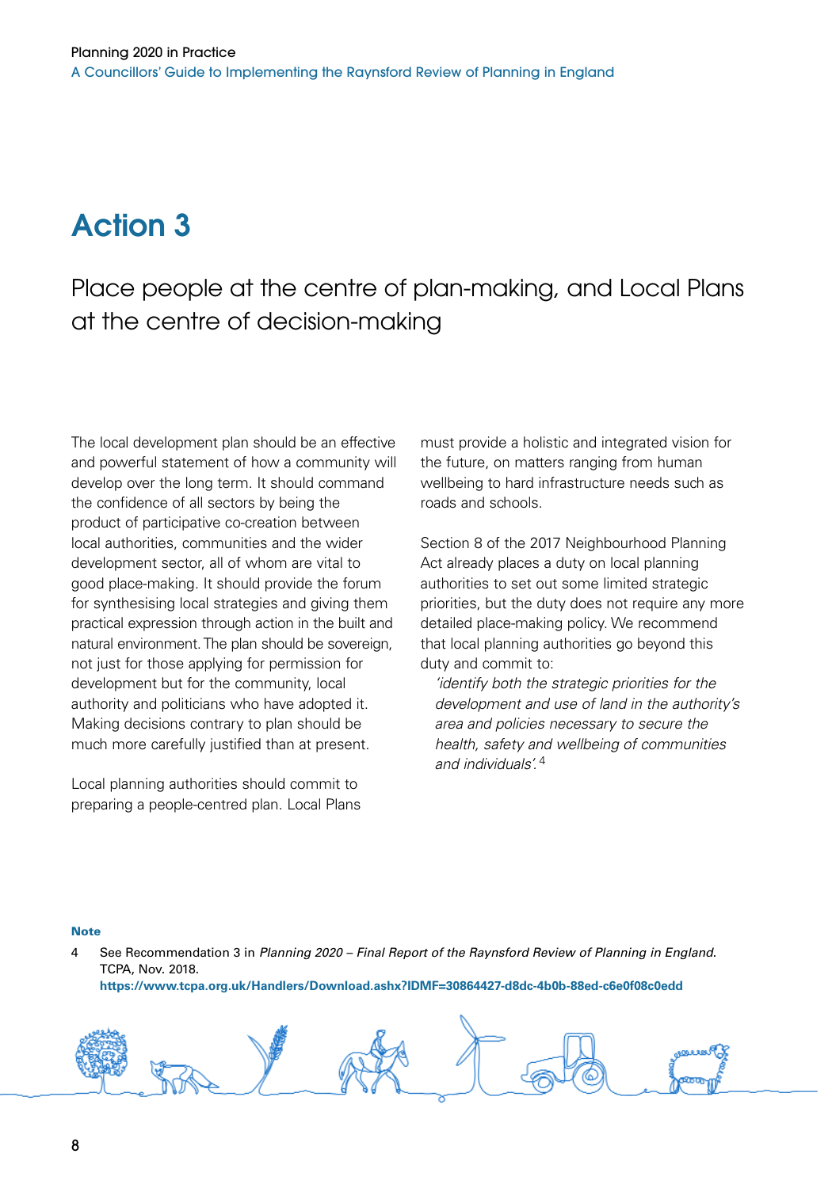# Action 3

## Place people at the centre of plan-making, and Local Plans at the centre of decision-making

The local development plan should be an effective and powerful statement of how a community will develop over the long term. It should command the confidence of all sectors by being the product of participative co-creation between local authorities, communities and the wider development sector, all of whom are vital to good place-making. It should provide the forum for synthesising local strategies and giving them practical expression through action in the built and natural environment. The plan should be sovereign, not just for those applying for permission for development but for the community, local authority and politicians who have adopted it. Making decisions contrary to plan should be much more carefully justified than at present.

Local planning authorities should commit to preparing a people-centred plan. Local Plans must provide a holistic and integrated vision for the future, on matters ranging from human wellbeing to hard infrastructure needs such as roads and schools.

Section 8 of the 2017 Neighbourhood Planning Act already places a duty on local planning authorities to set out some limited strategic priorities, but the duty does not require any more detailed place-making policy. We recommend that local planning authorities go beyond this duty and commit to:

> *'identify both the strategic priorities for the development and use of land in the authority's area and policies necessary to secure the health, safety and wellbeing of communities and individuals'.*[4]

**Note**

4 See Recommendation 3 in *Planning 2020 – Final Report of the Raynsford Review of Planning in England*. TCPA, Nov. 2018. **https://www.tcpa.org.uk/Handlers/Download.ashx?IDMF=30864427-d8dc-4b0b-88ed-c6e0f08c0edd**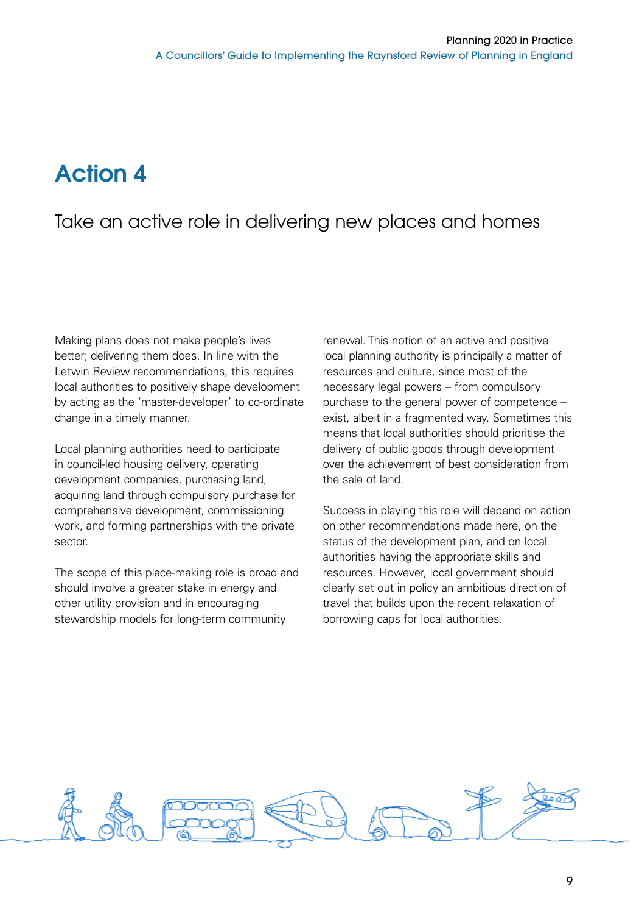# Action 4

## Take an active role in delivering new places and homes

Making plans does not make people's lives better; delivering them does. In line with the Letwin Review recommendations, this requires local authorities to positively shape development by acting as the 'master-developer' to co-ordinate change in a timely manner.

Local planning authorities need to participate in council-led housing delivery, operating development companies, purchasing land, acquiring land through compulsory purchase for comprehensive development, commissioning work, and forming partnerships with the private sector.

The scope of this place-making role is broad and should involve a greater stake in energy and other utility provision and in encouraging stewardship models for long-term community renewal. This notion of an active and positive local planning authority is principally a matter of resources and culture, since most of the necessary legal powers – from compulsory purchase to the general power of competence – exist, albeit in a fragmented way. Sometimes this means that local authorities should prioritise the delivery of public goods through development over the achievement of best consideration from the sale of land.

Success in playing this role will depend on action on other recommendations made here, on the status of the development plan, and on local authorities having the appropriate skills and resources. However, local government should clearly set out in policy an ambitious direction of travel that builds upon the recent relaxation of borrowing caps for local authorities.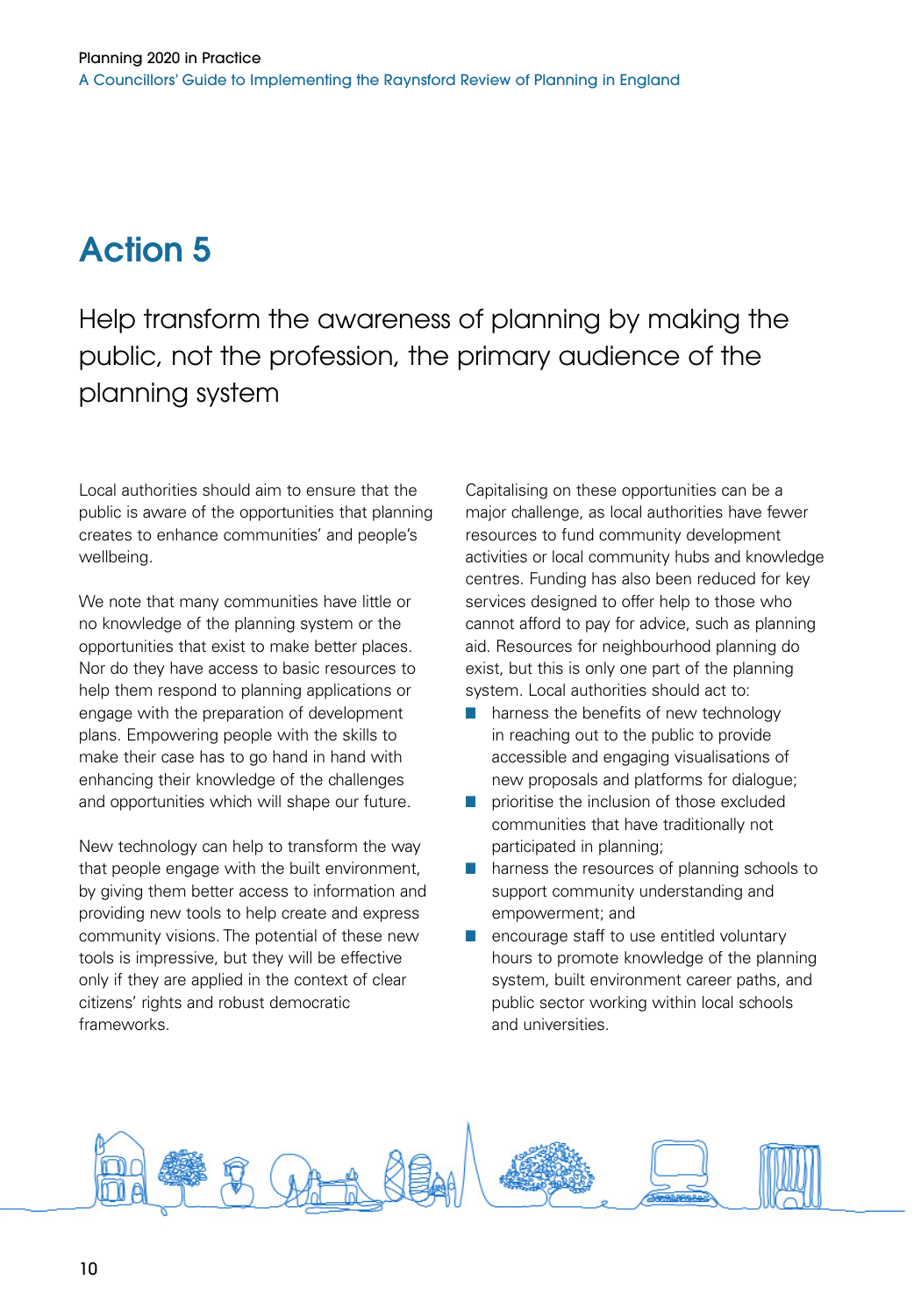# Action 5

## Help transform the awareness of planning by making the public, not the profession, the primary audience of the planning system

Local authorities should aim to ensure that the public is aware of the opportunities that planning creates to enhance communities' and people's wellbeing.

We note that many communities have little or no knowledge of the planning system or the opportunities that exist to make better places. Nor do they have access to basic resources to help them respond to planning applications or engage with the preparation of development plans. Empowering people with the skills to make their case has to go hand in hand with enhancing their knowledge of the challenges and opportunities which will shape our future.

New technology can help to transform the way that people engage with the built environment, by giving them better access to information and providing new tools to help create and express community visions. The potential of these new tools is impressive, but they will be effective only if they are applied in the context of clear citizens' rights and robust democratic frameworks.

Capitalising on these opportunities can be a major challenge, as local authorities have fewer resources to fund community development activities or local community hubs and knowledge centres. Funding has also been reduced for key services designed to offer help to those who cannot afford to pay for advice, such as planning aid. Resources for neighbourhood planning do exist, but this is only one part of the planning system. Local authorities should act to:

- harness the benefits of new technology in reaching out to the public to provide accessible and engaging visualisations of new proposals and platforms for dialogue;
- prioritise the inclusion of those excluded communities that have traditionally not participated in planning;
- harness the resources of planning schools to support community understanding and empowerment; and
- encourage staff to use entitled voluntary hours to promote knowledge of the planning system, built environment career paths, and public sector working within local schools and universities.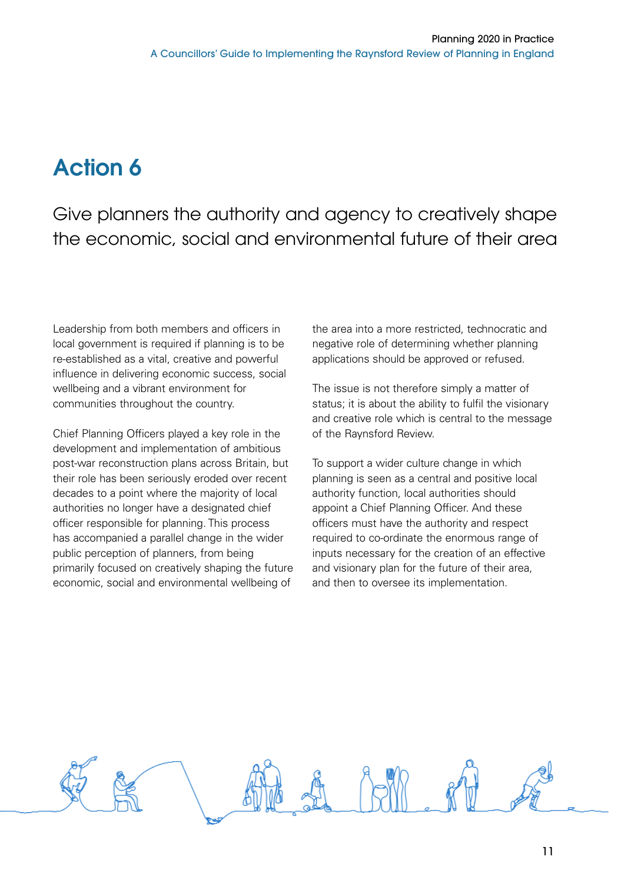# Action 6

## Give planners the authority and agency to creatively shape the economic, social and environmental future of their area

Leadership from both members and officers in local government is required if planning is to be re-established as a vital, creative and powerful influence in delivering economic success, social wellbeing and a vibrant environment for communities throughout the country.

Chief Planning Officers played a key role in the development and implementation of ambitious post-war reconstruction plans across Britain, but their role has been seriously eroded over recent decades to a point where the majority of local authorities no longer have a designated chief officer responsible for planning. This process has accompanied a parallel change in the wider public perception of planners, from being primarily focused on creatively shaping the future economic, social and environmental wellbeing of the area into a more restricted, technocratic and negative role of determining whether planning applications should be approved or refused.

The issue is not therefore simply a matter of status; it is about the ability to fulfil the visionary and creative role which is central to the message of the Raynsford Review.

To support a wider culture change in which planning is seen as a central and positive local authority function, local authorities should appoint a Chief Planning Officer. And these officers must have the authority and respect required to co-ordinate the enormous range of inputs necessary for the creation of an effective and visionary plan for the future of their area, and then to oversee its implementation.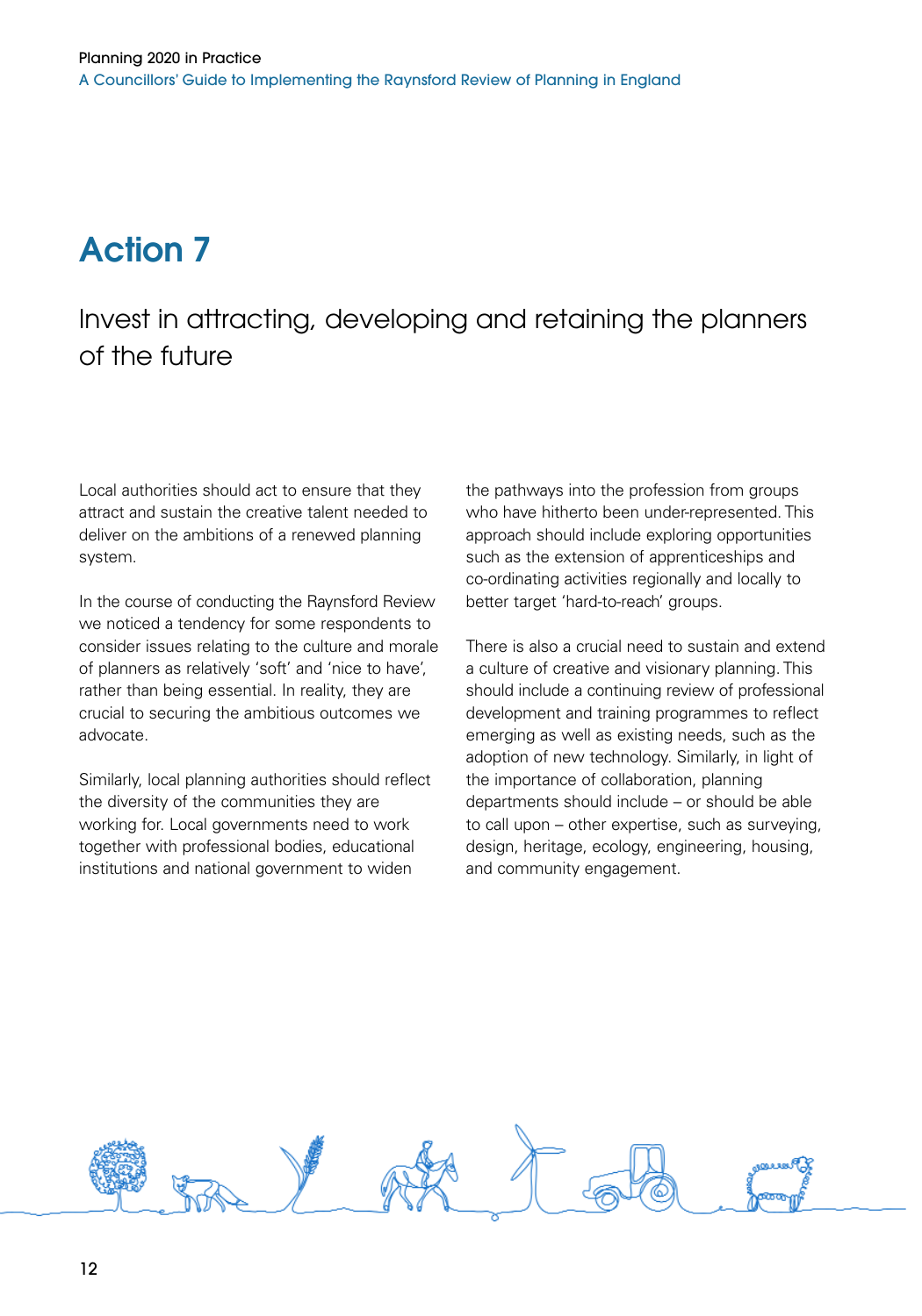# Action 7

## Invest in attracting, developing and retaining the planners of the future

Local authorities should act to ensure that they attract and sustain the creative talent needed to deliver on the ambitions of a renewed planning system.

In the course of conducting the Raynsford Review we noticed a tendency for some respondents to consider issues relating to the culture and morale of planners as relatively 'soft' and 'nice to have', rather than being essential. In reality, they are crucial to securing the ambitious outcomes we advocate.

Similarly, local planning authorities should reflect the diversity of the communities they are working for. Local governments need to work together with professional bodies, educational institutions and national government to widen the pathways into the profession from groups who have hitherto been under-represented. This approach should include exploring opportunities such as the extension of apprenticeships and co-ordinating activities regionally and locally to better target 'hard-to-reach' groups.

There is also a crucial need to sustain and extend a culture of creative and visionary planning. This should include a continuing review of professional development and training programmes to reflect emerging as well as existing needs, such as the adoption of new technology. Similarly, in light of the importance of collaboration, planning departments should include – or should be able to call upon – other expertise, such as surveying, design, heritage, ecology, engineering, housing, and community engagement.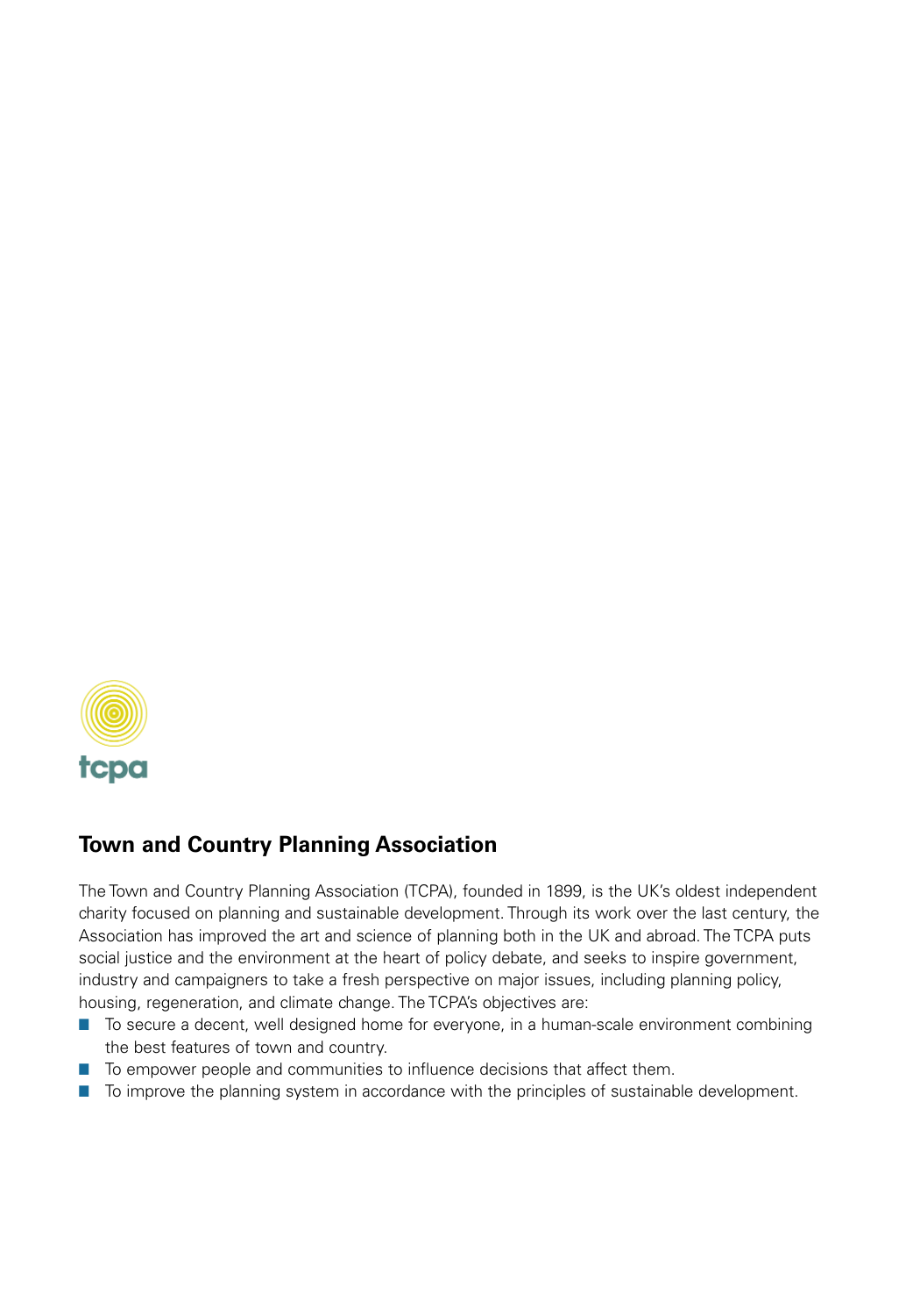tcpa

## Town and Country Planning Association

The Town and Country Planning Association (TCPA), founded in 1899, is the UK's oldest independent charity focused on planning and sustainable development. Through its work over the last century, the Association has improved the art and science of planning both in the UK and abroad. The TCPA puts social justice and the environment at the heart of policy debate, and seeks to inspire government, industry and campaigners to take a fresh perspective on major issues, including planning policy, housing, regeneration, and climate change. The TCPA's objectives are:

- To secure a decent, well designed home for everyone, in a human-scale environment combining the best features of town and country.
- To empower people and communities to influence decisions that affect them.
- To improve the planning system in accordance with the principles of sustainable development.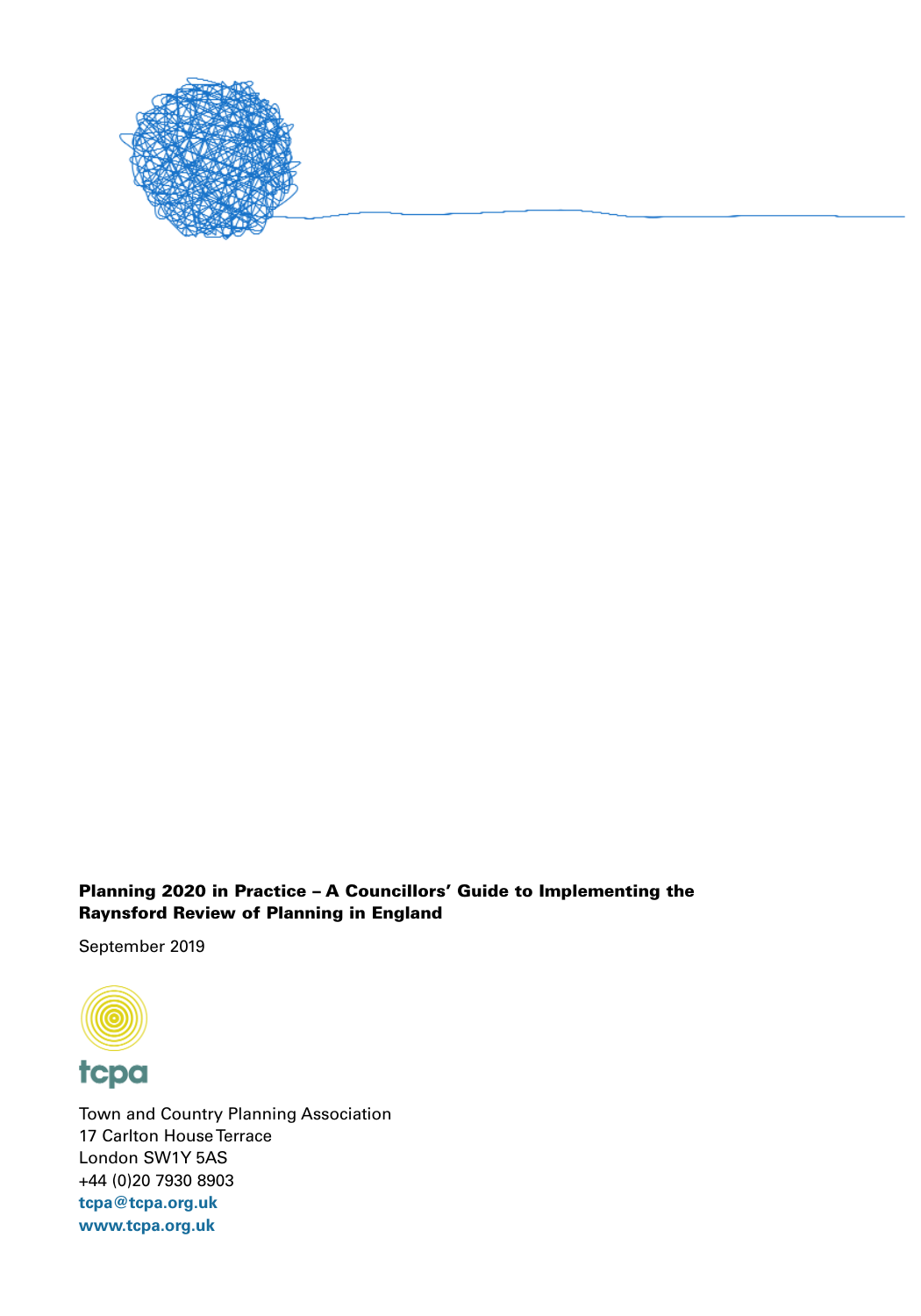**Planning 2020 in Practice – A Councillors' Guide to Implementing the Raynsford Review of Planning in England**

September 2019

tcpa

Town and Country Planning Association
17 Carlton House Terrace
London SW1Y 5AS
+44 (0)20 7930 8903
**tcpa@tcpa.org.uk**
**www.tcpa.org.uk**